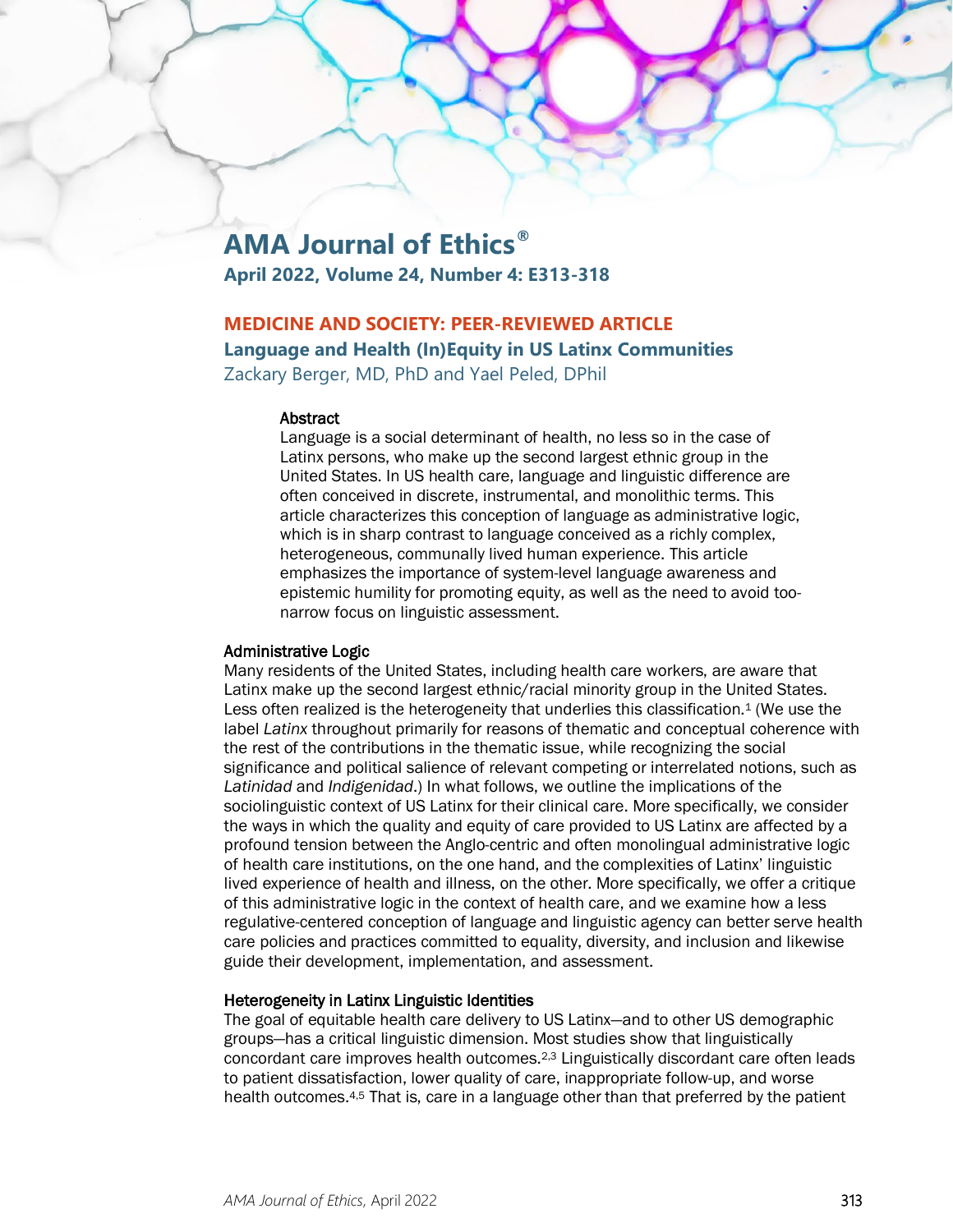# AMA Journal of Ethics®

**April 2022, Volume 24, Number 4: E313-318**

**MEDICINE AND SOCIETY: PEER-REVIEWED ARTICLE**

## Language and Health (In)Equity in US Latinx Communities

Zackary Berger, MD, PhD and Yael Peled, DPhil

### Abstract

Language is a social determinant of health, no less so in the case of Latinx persons, who make up the second largest ethnic group in the United States. In US health care, language and linguistic difference are often conceived in discrete, instrumental, and monolithic terms. This article characterizes this conception of language as administrative logic, which is in sharp contrast to language conceived as a richly complex, heterogeneous, communally lived human experience. This article emphasizes the importance of system-level language awareness and epistemic humility for promoting equity, as well as the need to avoid too-narrow focus on linguistic assessment.

### Administrative Logic

Many residents of the United States, including health care workers, are aware that Latinx make up the second largest ethnic/racial minority group in the United States. Less often realized is the heterogeneity that underlies this classification.[1] (We use the label *Latinx* throughout primarily for reasons of thematic and conceptual coherence with the rest of the contributions in the thematic issue, while recognizing the social significance and political salience of relevant competing or interrelated notions, such as *Latinidad* and *Indigenidad*.) In what follows, we outline the implications of the sociolinguistic context of US Latinx for their clinical care. More specifically, we consider the ways in which the quality and equity of care provided to US Latinx are affected by a profound tension between the Anglo-centric and often monolingual administrative logic of health care institutions, on the one hand, and the complexities of Latinx' linguistic lived experience of health and illness, on the other. More specifically, we offer a critique of this administrative logic in the context of health care, and we examine how a less regulative-centered conception of language and linguistic agency can better serve health care policies and practices committed to equality, diversity, and inclusion and likewise guide their development, implementation, and assessment.

### Heterogeneity in Latinx Linguistic Identities

The goal of equitable health care delivery to US Latinx—and to other US demographic groups—has a critical linguistic dimension. Most studies show that linguistically concordant care improves health outcomes.[2,3] Linguistically discordant care often leads to patient dissatisfaction, lower quality of care, inappropriate follow-up, and worse health outcomes.[4,5] That is, care in a language other than that preferred by the patient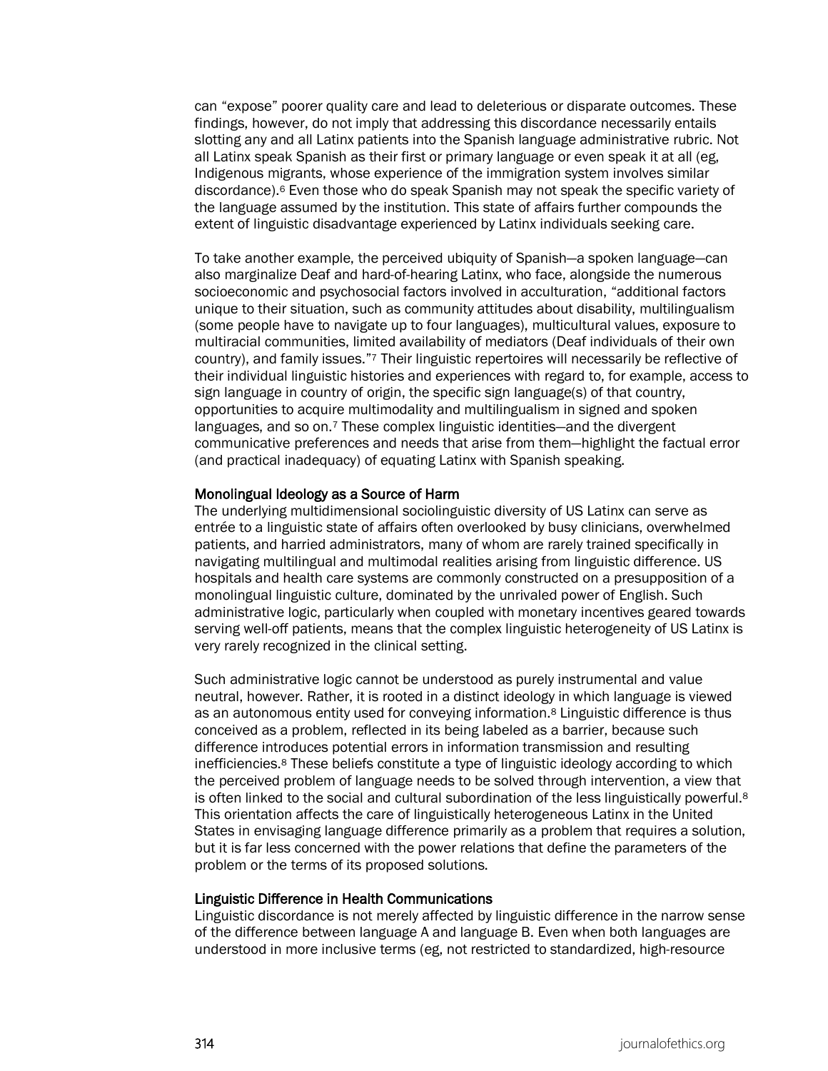can “expose” poorer quality care and lead to deleterious or disparate outcomes. These findings, however, do not imply that addressing this discordance necessarily entails slotting any and all Latinx patients into the Spanish language administrative rubric. Not all Latinx speak Spanish as their first or primary language or even speak it at all (eg, Indigenous migrants, whose experience of the immigration system involves similar discordance).[6] Even those who do speak Spanish may not speak the specific variety of the language assumed by the institution. This state of affairs further compounds the extent of linguistic disadvantage experienced by Latinx individuals seeking care.

To take another example, the perceived ubiquity of Spanish—a spoken language—can also marginalize Deaf and hard-of-hearing Latinx, who face, alongside the numerous socioeconomic and psychosocial factors involved in acculturation, “additional factors unique to their situation, such as community attitudes about disability, multilingualism (some people have to navigate up to four languages), multicultural values, exposure to multiracial communities, limited availability of mediators (Deaf individuals of their own country), and family issues.”[7] Their linguistic repertoires will necessarily be reflective of their individual linguistic histories and experiences with regard to, for example, access to sign language in country of origin, the specific sign language(s) of that country, opportunities to acquire multimodality and multilingualism in signed and spoken languages, and so on.[7] These complex linguistic identities—and the divergent communicative preferences and needs that arise from them—highlight the factual error (and practical inadequacy) of equating Latinx with Spanish speaking.

### Monolingual Ideology as a Source of Harm

The underlying multidimensional sociolinguistic diversity of US Latinx can serve as entrée to a linguistic state of affairs often overlooked by busy clinicians, overwhelmed patients, and harried administrators, many of whom are rarely trained specifically in navigating multilingual and multimodal realities arising from linguistic difference. US hospitals and health care systems are commonly constructed on a presupposition of a monolingual linguistic culture, dominated by the unrivaled power of English. Such administrative logic, particularly when coupled with monetary incentives geared towards serving well-off patients, means that the complex linguistic heterogeneity of US Latinx is very rarely recognized in the clinical setting.

Such administrative logic cannot be understood as purely instrumental and value neutral, however. Rather, it is rooted in a distinct ideology in which language is viewed as an autonomous entity used for conveying information.[8] Linguistic difference is thus conceived as a problem, reflected in its being labeled as a barrier, because such difference introduces potential errors in information transmission and resulting inefficiencies.[8] These beliefs constitute a type of linguistic ideology according to which the perceived problem of language needs to be solved through intervention, a view that is often linked to the social and cultural subordination of the less linguistically powerful.[8] This orientation affects the care of linguistically heterogeneous Latinx in the United States in envisaging language difference primarily as a problem that requires a solution, but it is far less concerned with the power relations that define the parameters of the problem or the terms of its proposed solutions.

### Linguistic Difference in Health Communications

Linguistic discordance is not merely affected by linguistic difference in the narrow sense of the difference between language A and language B. Even when both languages are understood in more inclusive terms (eg, not restricted to standardized, high-resource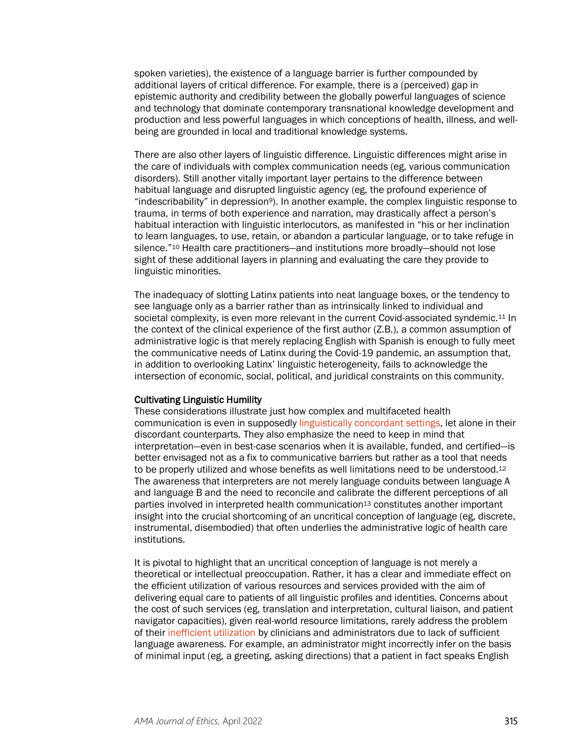spoken varieties), the existence of a language barrier is further compounded by additional layers of critical difference. For example, there is a (perceived) gap in epistemic authority and credibility between the globally powerful languages of science and technology that dominate contemporary transnational knowledge development and production and less powerful languages in which conceptions of health, illness, and well-being are grounded in local and traditional knowledge systems.

There are also other layers of linguistic difference. Linguistic differences might arise in the care of individuals with complex communication needs (eg, various communication disorders). Still another vitally important layer pertains to the difference between habitual language and disrupted linguistic agency (eg, the profound experience of "indescribability" in depression[9]). In another example, the complex linguistic response to trauma, in terms of both experience and narration, may drastically affect a person's habitual interaction with linguistic interlocutors, as manifested in "his or her inclination to learn languages, to use, retain, or abandon a particular language, or to take refuge in silence."[10] Health care practitioners—and institutions more broadly—should not lose sight of these additional layers in planning and evaluating the care they provide to linguistic minorities.

The inadequacy of slotting Latinx patients into neat language boxes, or the tendency to see language only as a barrier rather than as intrinsically linked to individual and societal complexity, is even more relevant in the current Covid-associated syndemic.[11] In the context of the clinical experience of the first author (Z.B.), a common assumption of administrative logic is that merely replacing English with Spanish is enough to fully meet the communicative needs of Latinx during the Covid-19 pandemic, an assumption that, in addition to overlooking Latinx' linguistic heterogeneity, fails to acknowledge the intersection of economic, social, political, and juridical constraints on this community.

### Cultivating Linguistic Humility

These considerations illustrate just how complex and multifaceted health communication is even in supposedly linguistically concordant settings, let alone in their discordant counterparts. They also emphasize the need to keep in mind that interpretation—even in best-case scenarios when it is available, funded, and certified—is better envisaged not as a fix to communicative barriers but rather as a tool that needs to be properly utilized and whose benefits as well limitations need to be understood.[12] The awareness that interpreters are not merely language conduits between language A and language B and the need to reconcile and calibrate the different perceptions of all parties involved in interpreted health communication[13] constitutes another important insight into the crucial shortcoming of an uncritical conception of language (eg, discrete, instrumental, disembodied) that often underlies the administrative logic of health care institutions.

It is pivotal to highlight that an uncritical conception of language is not merely a theoretical or intellectual preoccupation. Rather, it has a clear and immediate effect on the efficient utilization of various resources and services provided with the aim of delivering equal care to patients of all linguistic profiles and identities. Concerns about the cost of such services (eg, translation and interpretation, cultural liaison, and patient navigator capacities), given real-world resource limitations, rarely address the problem of their inefficient utilization by clinicians and administrators due to lack of sufficient language awareness. For example, an administrator might incorrectly infer on the basis of minimal input (eg, a greeting, asking directions) that a patient in fact speaks English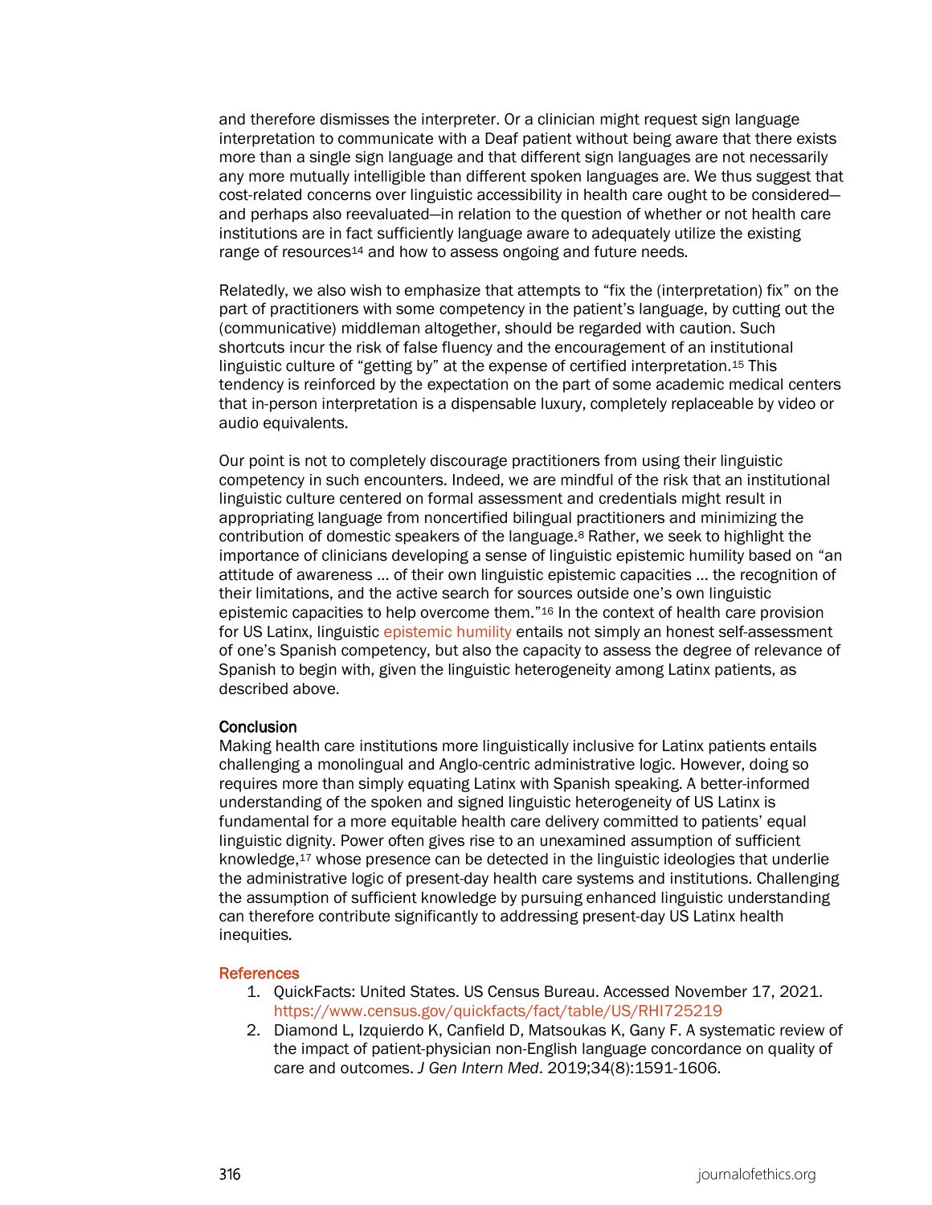and therefore dismisses the interpreter. Or a clinician might request sign language interpretation to communicate with a Deaf patient without being aware that there exists more than a single sign language and that different sign languages are not necessarily any more mutually intelligible than different spoken languages are. We thus suggest that cost-related concerns over linguistic accessibility in health care ought to be considered—and perhaps also reevaluated—in relation to the question of whether or not health care institutions are in fact sufficiently language aware to adequately utilize the existing range of resources[14] and how to assess ongoing and future needs.

Relatedly, we also wish to emphasize that attempts to "fix the (interpretation) fix" on the part of practitioners with some competency in the patient's language, by cutting out the (communicative) middleman altogether, should be regarded with caution. Such shortcuts incur the risk of false fluency and the encouragement of an institutional linguistic culture of "getting by" at the expense of certified interpretation.[15] This tendency is reinforced by the expectation on the part of some academic medical centers that in-person interpretation is a dispensable luxury, completely replaceable by video or audio equivalents.

Our point is not to completely discourage practitioners from using their linguistic competency in such encounters. Indeed, we are mindful of the risk that an institutional linguistic culture centered on formal assessment and credentials might result in appropriating language from noncertified bilingual practitioners and minimizing the contribution of domestic speakers of the language.[8] Rather, we seek to highlight the importance of clinicians developing a sense of linguistic epistemic humility based on "an attitude of awareness … of their own linguistic epistemic capacities … the recognition of their limitations, and the active search for sources outside one's own linguistic epistemic capacities to help overcome them."[16] In the context of health care provision for US Latinx, linguistic epistemic humility entails not simply an honest self-assessment of one's Spanish competency, but also the capacity to assess the degree of relevance of Spanish to begin with, given the linguistic heterogeneity among Latinx patients, as described above.

## Conclusion

Making health care institutions more linguistically inclusive for Latinx patients entails challenging a monolingual and Anglo-centric administrative logic. However, doing so requires more than simply equating Latinx with Spanish speaking. A better-informed understanding of the spoken and signed linguistic heterogeneity of US Latinx is fundamental for a more equitable health care delivery committed to patients' equal linguistic dignity. Power often gives rise to an unexamined assumption of sufficient knowledge,[17] whose presence can be detected in the linguistic ideologies that underlie the administrative logic of present-day health care systems and institutions. Challenging the assumption of sufficient knowledge by pursuing enhanced linguistic understanding can therefore contribute significantly to addressing present-day US Latinx health inequities.

## References

1. QuickFacts: United States. US Census Bureau. Accessed November 17, 2021. https://www.census.gov/quickfacts/fact/table/US/RHI725219
2. Diamond L, Izquierdo K, Canfield D, Matsoukas K, Gany F. A systematic review of the impact of patient-physician non-English language concordance on quality of care and outcomes. *J Gen Intern Med*. 2019;34(8):1591-1606.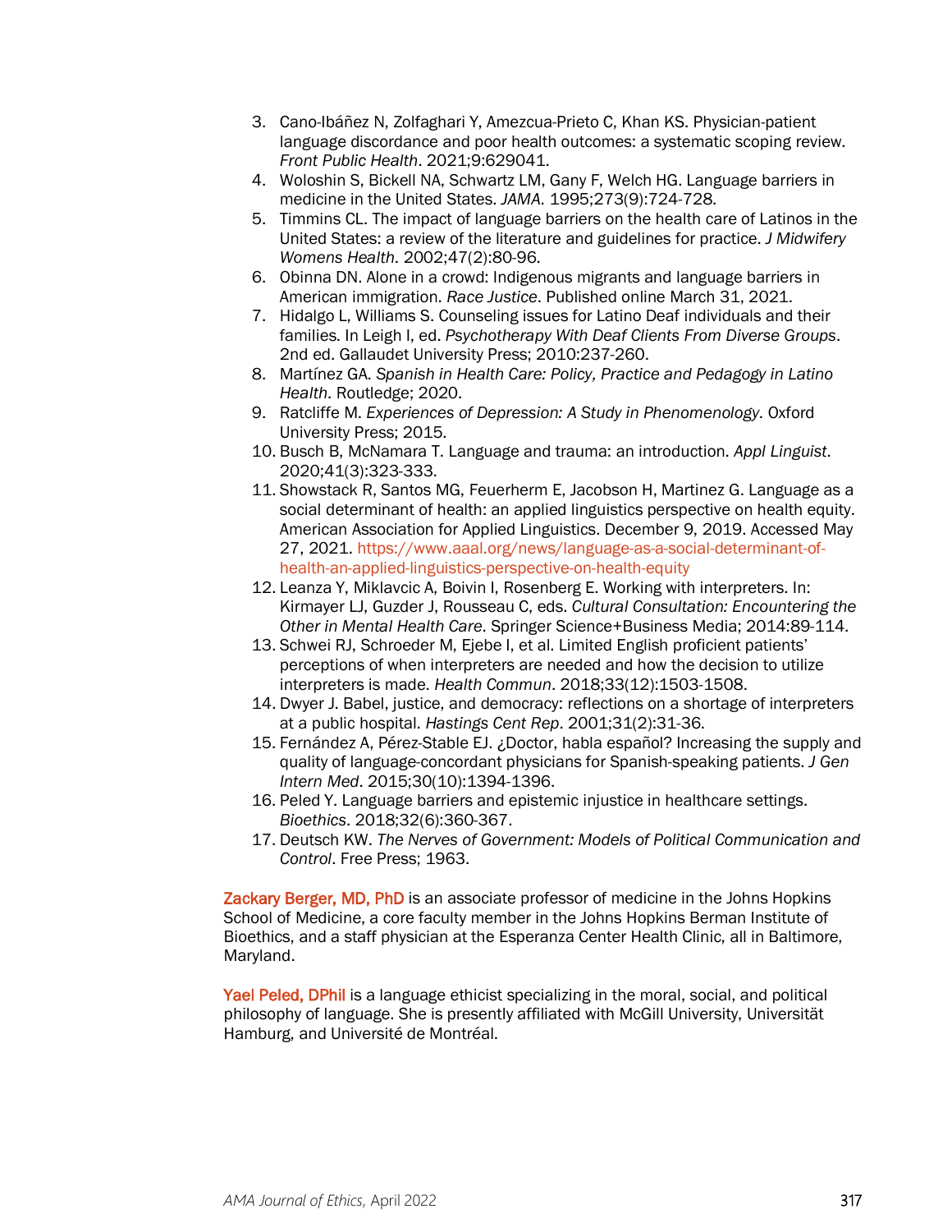3. Cano-Ibáñez N, Zolfaghari Y, Amezcua-Prieto C, Khan KS. Physician-patient language discordance and poor health outcomes: a systematic scoping review. *Front Public Health*. 2021;9:629041.
4. Woloshin S, Bickell NA, Schwartz LM, Gany F, Welch HG. Language barriers in medicine in the United States. *JAMA*. 1995;273(9):724-728.
5. Timmins CL. The impact of language barriers on the health care of Latinos in the United States: a review of the literature and guidelines for practice. *J Midwifery Womens Health*. 2002;47(2):80-96.
6. Obinna DN. Alone in a crowd: Indigenous migrants and language barriers in American immigration. *Race Justice*. Published online March 31, 2021.
7. Hidalgo L, Williams S. Counseling issues for Latino Deaf individuals and their families. In Leigh I, ed. *Psychotherapy With Deaf Clients From Diverse Groups*. 2nd ed. Gallaudet University Press; 2010:237-260.
8. Martínez GA. *Spanish in Health Care: Policy, Practice and Pedagogy in Latino Health*. Routledge; 2020.
9. Ratcliffe M. *Experiences of Depression: A Study in Phenomenology*. Oxford University Press; 2015.
10. Busch B, McNamara T. Language and trauma: an introduction. *Appl Linguist*. 2020;41(3):323-333.
11. Showstack R, Santos MG, Feuerherm E, Jacobson H, Martinez G. Language as a social determinant of health: an applied linguistics perspective on health equity. American Association for Applied Linguistics. December 9, 2019. Accessed May 27, 2021. https://www.aaal.org/news/language-as-a-social-determinant-of-health-an-applied-linguistics-perspective-on-health-equity
12. Leanza Y, Miklavcic A, Boivin I, Rosenberg E. Working with interpreters. In: Kirmayer LJ, Guzder J, Rousseau C, eds. *Cultural Consultation: Encountering the Other in Mental Health Care*. Springer Science+Business Media; 2014:89-114.
13. Schwei RJ, Schroeder M, Ejebe I, et al. Limited English proficient patients' perceptions of when interpreters are needed and how the decision to utilize interpreters is made. *Health Commun*. 2018;33(12):1503-1508.
14. Dwyer J. Babel, justice, and democracy: reflections on a shortage of interpreters at a public hospital. *Hastings Cent Rep*. 2001;31(2):31-36.
15. Fernández A, Pérez-Stable EJ. ¿Doctor, habla español? Increasing the supply and quality of language-concordant physicians for Spanish-speaking patients. *J Gen Intern Med*. 2015;30(10):1394-1396.
16. Peled Y. Language barriers and epistemic injustice in healthcare settings. *Bioethics*. 2018;32(6):360-367.
17. Deutsch KW. *The Nerves of Government: Models of Political Communication and Control*. Free Press; 1963.

Zackary Berger, MD, PhD is an associate professor of medicine in the Johns Hopkins School of Medicine, a core faculty member in the Johns Hopkins Berman Institute of Bioethics, and a staff physician at the Esperanza Center Health Clinic, all in Baltimore, Maryland.

Yael Peled, DPhil is a language ethicist specializing in the moral, social, and political philosophy of language. She is presently affiliated with McGill University, Universität Hamburg, and Université de Montréal.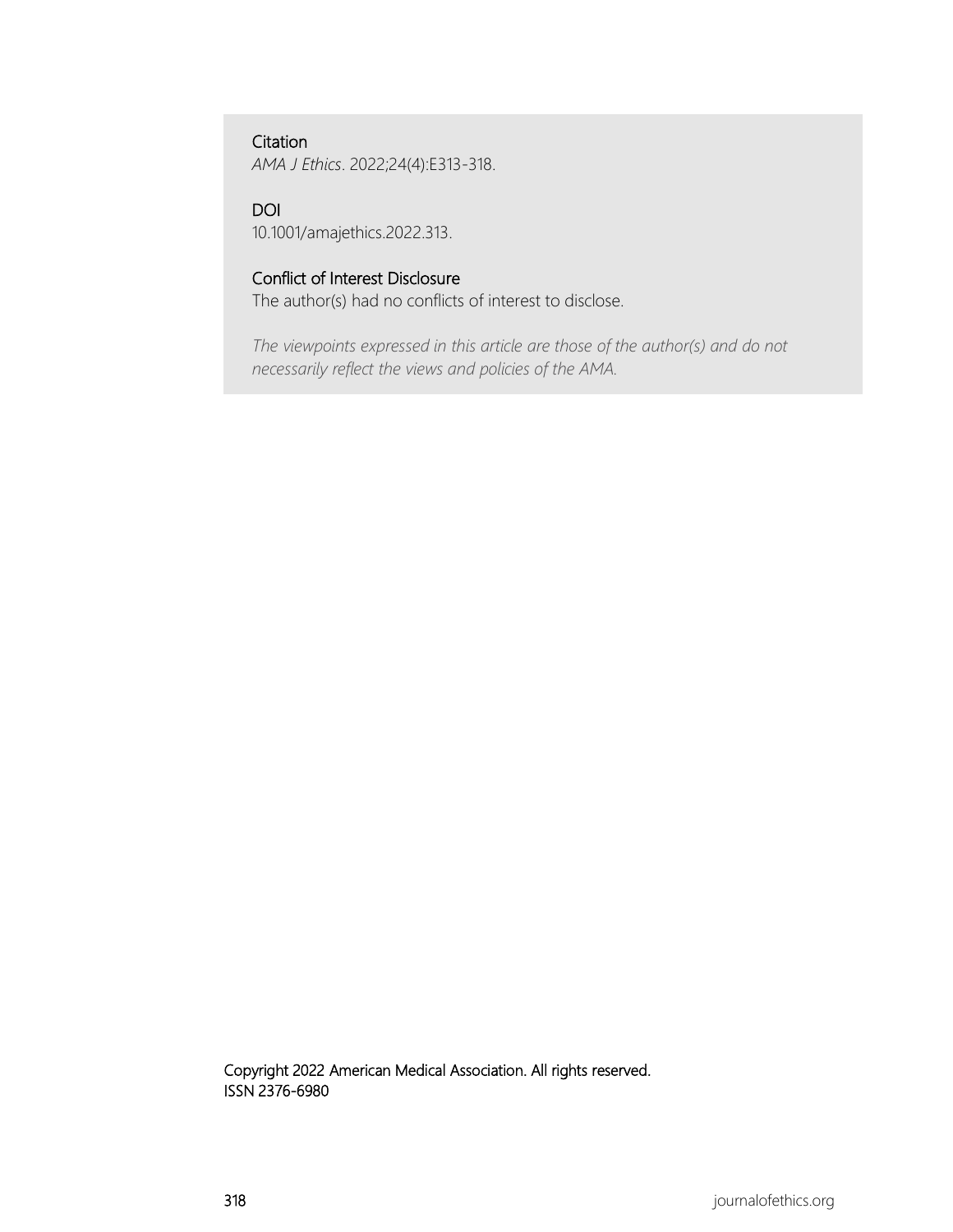Citation
*AMA J Ethics*. 2022;24(4):E313-318.

DOI
10.1001/amajethics.2022.313.

Conflict of Interest Disclosure
The author(s) had no conflicts of interest to disclose.

*The viewpoints expressed in this article are those of the author(s) and do not necessarily reflect the views and policies of the AMA.*

Copyright 2022 American Medical Association. All rights reserved.
ISSN 2376-6980